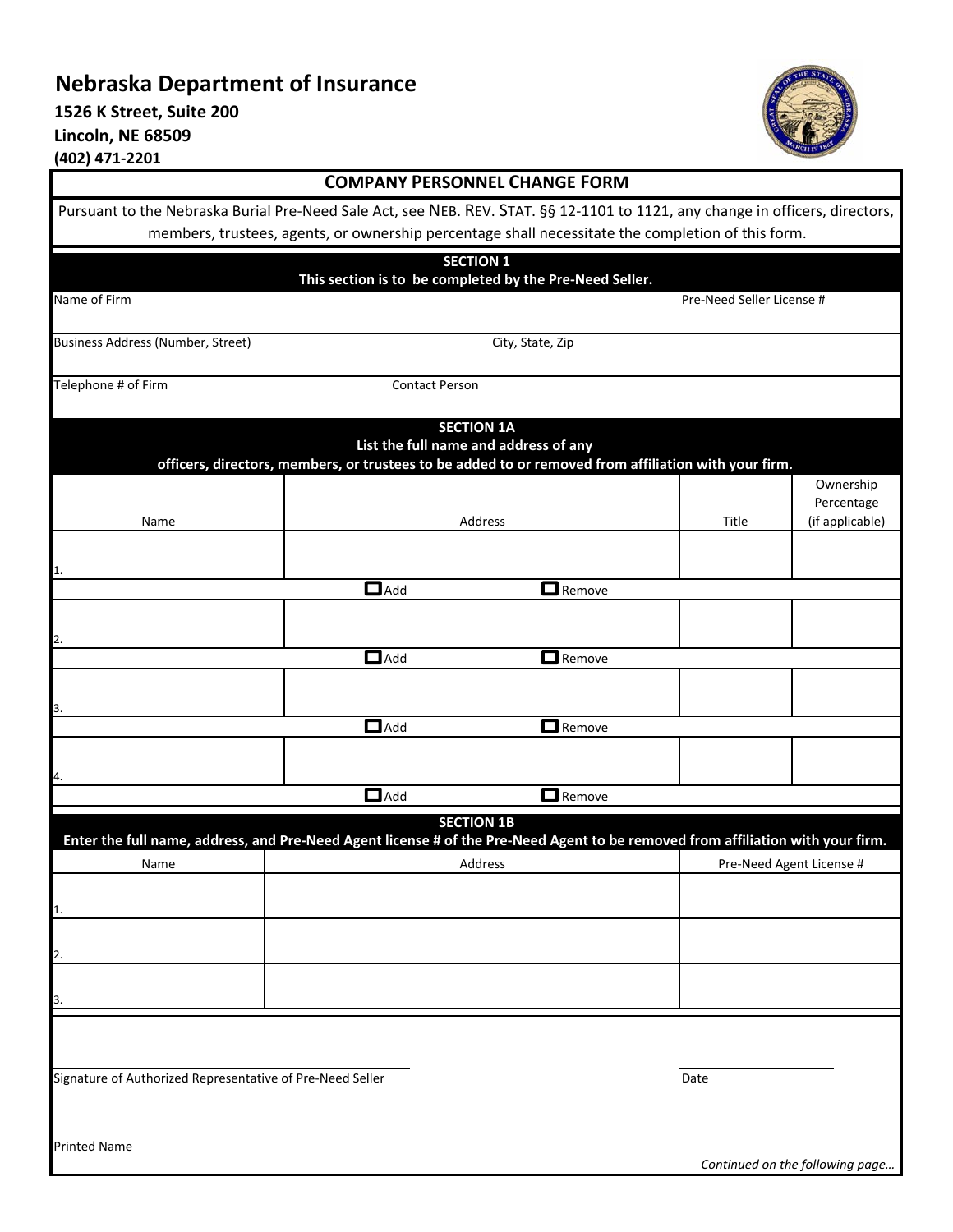# Nebraska Department of Insurance

**1526 K Street, Suite 200**
**Lincoln, NE 68509**
**(402) 471-2201**

## COMPANY PERSONNEL CHANGE FORM

Pursuant to the Nebraska Burial Pre-Need Sale Act, see NEB. REV. STAT. §§ 12-1101 to 1121, any change in officers, directors, members, trustees, agents, or ownership percentage shall necessitate the completion of this form.

### SECTION 1
**This section is to be completed by the Pre-Need Seller.**

| Name of Firm | | Pre-Need Seller License # |
|---|---|---|
| | | |
| **Business Address (Number, Street)** | **City, State, Zip** | |
| | | |
| **Telephone # of Firm** | **Contact Person** | |
| | | |

### SECTION 1A
**List the full name and address of any officers, directors, members, or trustees to be added to or removed from affiliation with your firm.**

| Name | Address | Title | Ownership Percentage (if applicable) |
|---|---|---|---|
| 1. | | | |
| | ☐ Add ☐ Remove | | |
| 2. | | | |
| | ☐ Add ☐ Remove | | |
| 3. | | | |
| | ☐ Add ☐ Remove | | |
| 4. | | | |
| | ☐ Add ☐ Remove | | |

### SECTION 1B
**Enter the full name, address, and Pre-Need Agent license # of the Pre-Need Agent to be removed from affiliation with your firm.**

| Name | Address | Pre-Need Agent License # |
|---|---|---|
| 1. | | |
| 2. | | |
| 3. | | |

_______________________________ _______________
Signature of Authorized Representative of Pre-Need Seller Date

_______________________________
Printed Name

*Continued on the following page…*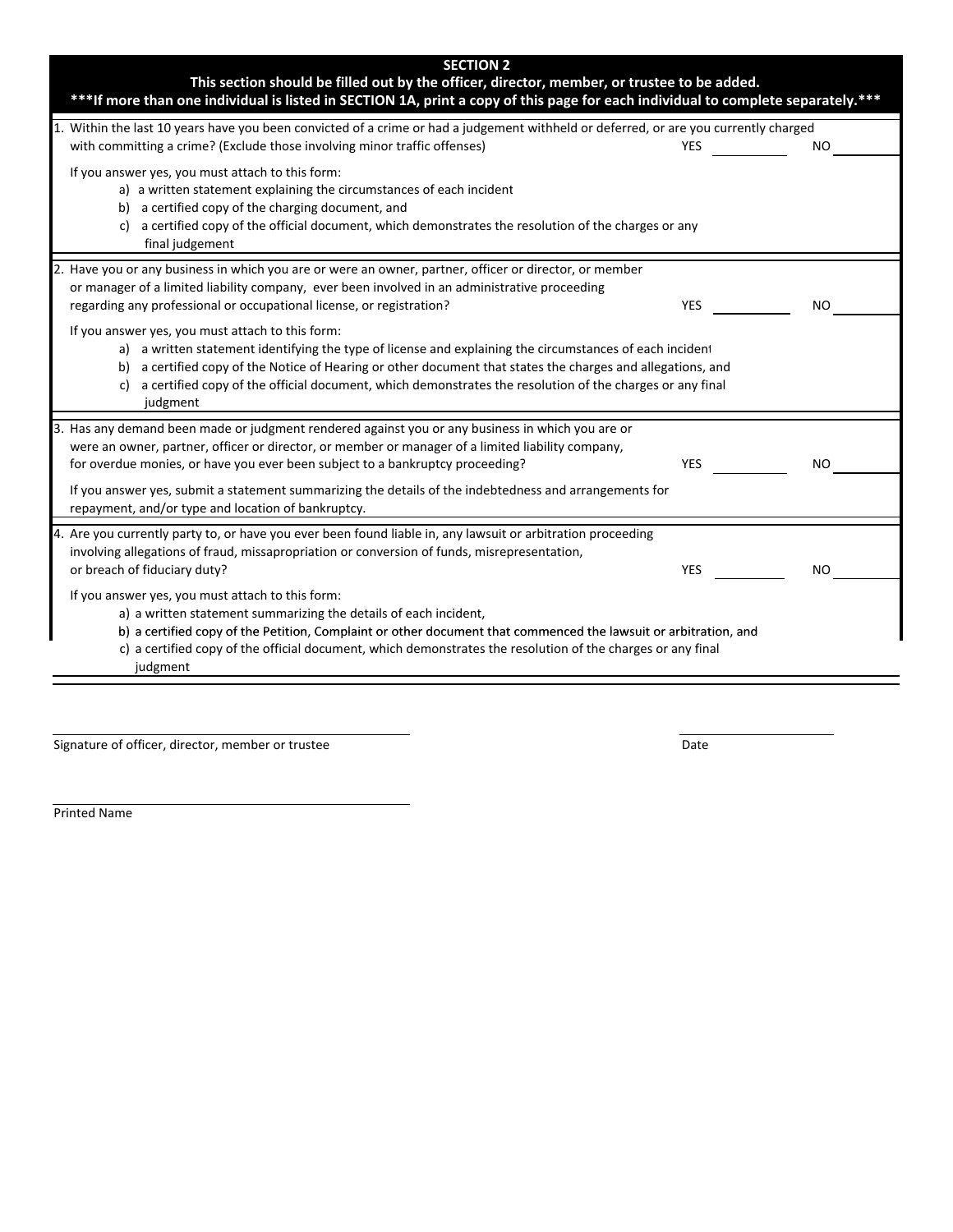## SECTION 2

**This section should be filled out by the officer, director, member, or trustee to be added.**

**\*\*\*If more than one individual is listed in SECTION 1A, print a copy of this page for each individual to complete separately.\*\*\***

1. Within the last 10 years have you been convicted of a crime or had a judgement withheld or deferred, or are you currently charged with committing a crime? (Exclude those involving minor traffic offenses) YES \_\_\_\_\_\_\_\_ NO \_\_\_\_\_\_\_\_

   If you answer yes, you must attach to this form:
   a) a written statement explaining the circumstances of each incident
   b) a certified copy of the charging document, and
   c) a certified copy of the official document, which demonstrates the resolution of the charges or any final judgement

2. Have you or any business in which you are or were an owner, partner, officer or director, or member or manager of a limited liability company, ever been involved in an administrative proceeding regarding any professional or occupational license, or registration? YES \_\_\_\_\_\_\_\_ NO \_\_\_\_\_\_\_\_

   If you answer yes, you must attach to this form:
   a) a written statement identifying the type of license and explaining the circumstances of each incident
   b) a certified copy of the Notice of Hearing or other document that states the charges and allegations, and
   c) a certified copy of the official document, which demonstrates the resolution of the charges or any final judgment

3. Has any demand been made or judgment rendered against you or any business in which you are or were an owner, partner, officer or director, or member or manager of a limited liability company, for overdue monies, or have you ever been subject to a bankruptcy proceeding? YES \_\_\_\_\_\_\_\_ NO \_\_\_\_\_\_\_\_

   If you answer yes, submit a statement summarizing the details of the indebtedness and arrangements for repayment, and/or type and location of bankruptcy.

4. Are you currently party to, or have you ever been found liable in, any lawsuit or arbitration proceeding involving allegations of fraud, missapropriation or conversion of funds, misrepresentation, or breach of fiduciary duty? YES \_\_\_\_\_\_\_\_ NO \_\_\_\_\_\_\_\_

   If you answer yes, you must attach to this form:
   a) a written statement summarizing the details of each incident,
   b) a certified copy of the Petition, Complaint or other document that commenced the lawsuit or arbitration, and
   c) a certified copy of the official document, which demonstrates the resolution of the charges or any final judgment

\_\_\_\_\_\_\_\_\_\_\_\_\_\_\_\_\_\_\_\_\_\_\_\_\_\_\_\_\_\_\_\_\_\_\_\_\_\_\_\_ \_\_\_\_\_\_\_\_\_\_\_\_\_\_\_\_\_\_\_\_

Signature of officer, director, member or trustee Date

\_\_\_\_\_\_\_\_\_\_\_\_\_\_\_\_\_\_\_\_\_\_\_\_\_\_\_\_\_\_\_\_\_\_\_\_\_\_\_\_

Printed Name